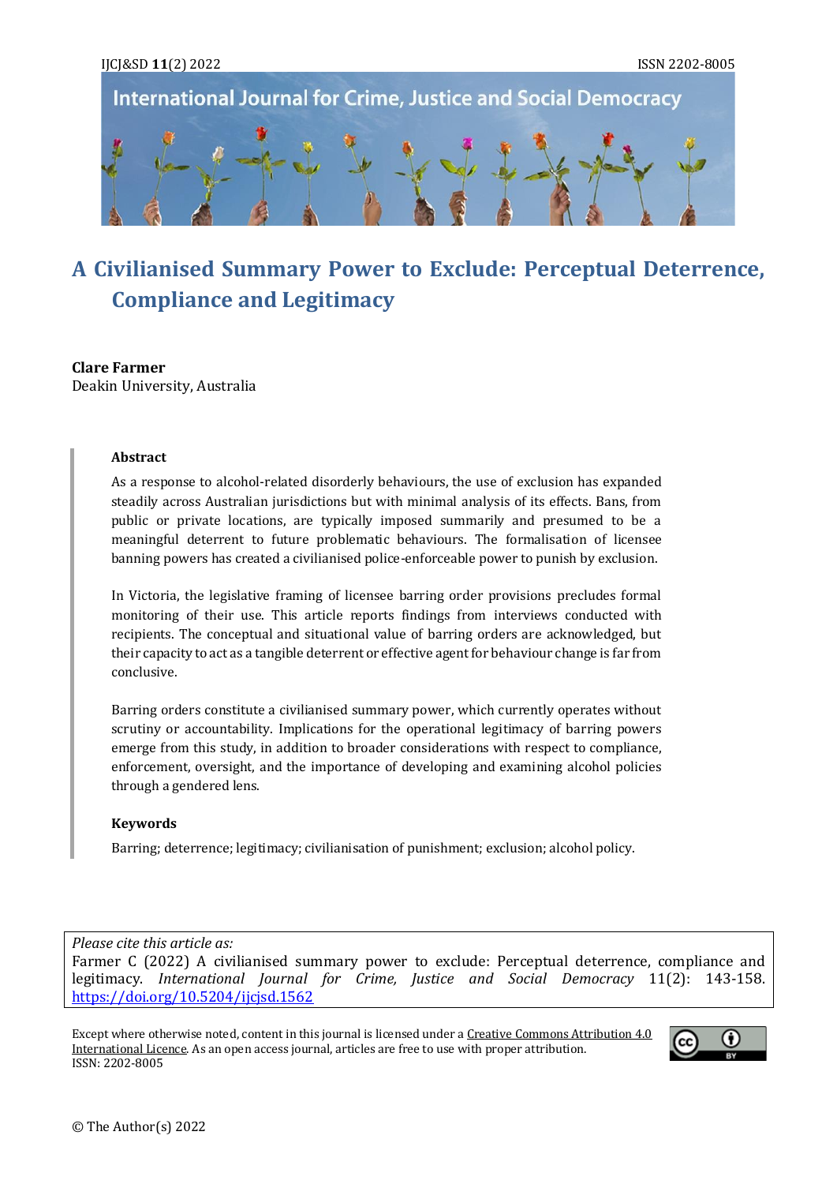# A Civilianised Summary Power to Exclude: Perceptual Deterrence, Compliance and Legitimacy

**Clare Farmer**
Deakin University, Australia

**Abstract**

As a response to alcohol-related disorderly behaviours, the use of exclusion has expanded steadily across Australian jurisdictions but with minimal analysis of its effects. Bans, from public or private locations, are typically imposed summarily and presumed to be a meaningful deterrent to future problematic behaviours. The formalisation of licensee banning powers has created a civilianised police-enforceable power to punish by exclusion.

In Victoria, the legislative framing of licensee barring order provisions precludes formal monitoring of their use. This article reports findings from interviews conducted with recipients. The conceptual and situational value of barring orders are acknowledged, but their capacity to act as a tangible deterrent or effective agent for behaviour change is far from conclusive.

Barring orders constitute a civilianised summary power, which currently operates without scrutiny or accountability. Implications for the operational legitimacy of barring powers emerge from this study, in addition to broader considerations with respect to compliance, enforcement, oversight, and the importance of developing and examining alcohol policies through a gendered lens.

**Keywords**

Barring; deterrence; legitimacy; civilianisation of punishment; exclusion; alcohol policy.

*Please cite this article as:*
Farmer C (2022) A civilianised summary power to exclude: Perceptual deterrence, compliance and legitimacy. *International Journal for Crime, Justice and Social Democracy* 11(2): 143-158. https://doi.org/10.5204/ijcjsd.1562

Except where otherwise noted, content in this journal is licensed under a Creative Commons Attribution 4.0 International Licence. As an open access journal, articles are free to use with proper attribution. ISSN: 2202-8005

© The Author(s) 2022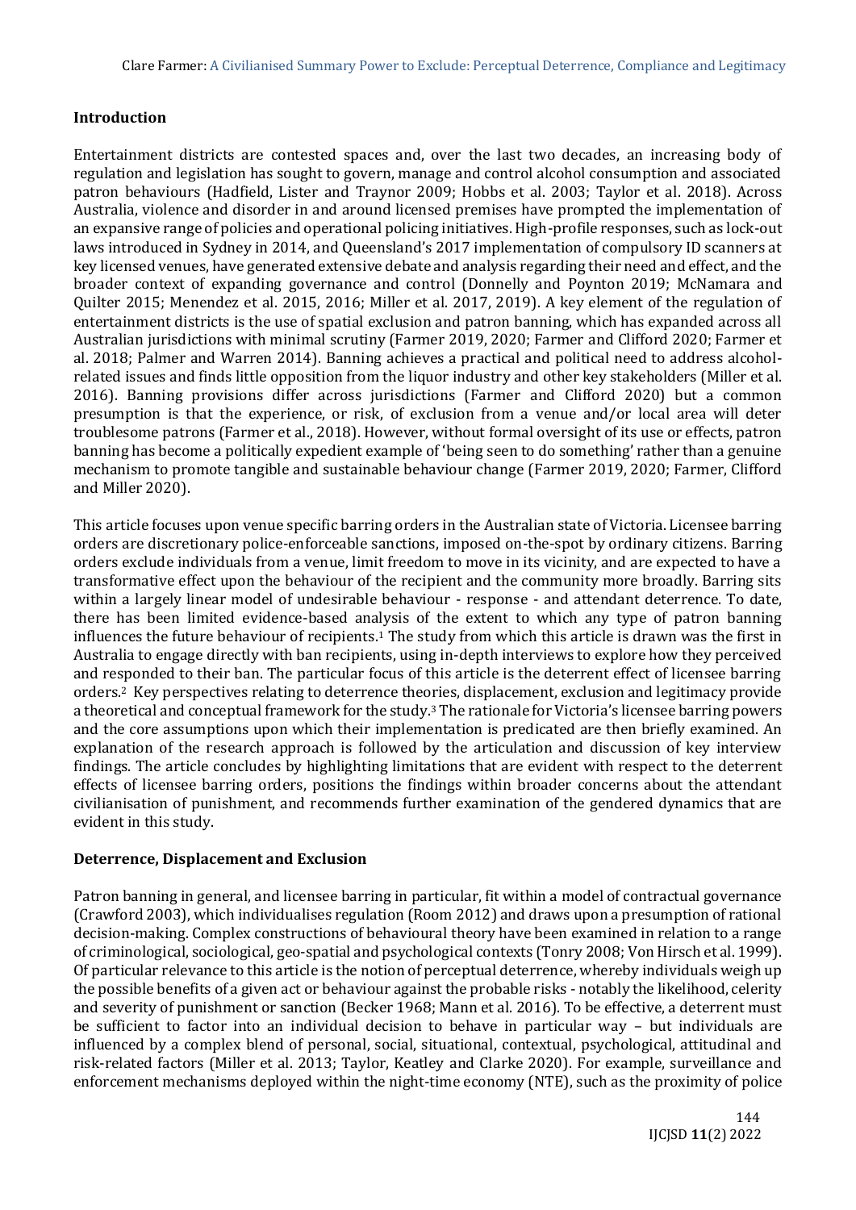## Introduction

Entertainment districts are contested spaces and, over the last two decades, an increasing body of regulation and legislation has sought to govern, manage and control alcohol consumption and associated patron behaviours (Hadfield, Lister and Traynor 2009; Hobbs et al. 2003; Taylor et al. 2018). Across Australia, violence and disorder in and around licensed premises have prompted the implementation of an expansive range of policies and operational policing initiatives. High-profile responses, such as lock-out laws introduced in Sydney in 2014, and Queensland's 2017 implementation of compulsory ID scanners at key licensed venues, have generated extensive debate and analysis regarding their need and effect, and the broader context of expanding governance and control (Donnelly and Poynton 2019; McNamara and Quilter 2015; Menendez et al. 2015, 2016; Miller et al. 2017, 2019). A key element of the regulation of entertainment districts is the use of spatial exclusion and patron banning, which has expanded across all Australian jurisdictions with minimal scrutiny (Farmer 2019, 2020; Farmer and Clifford 2020; Farmer et al. 2018; Palmer and Warren 2014). Banning achieves a practical and political need to address alcohol-related issues and finds little opposition from the liquor industry and other key stakeholders (Miller et al. 2016). Banning provisions differ across jurisdictions (Farmer and Clifford 2020) but a common presumption is that the experience, or risk, of exclusion from a venue and/or local area will deter troublesome patrons (Farmer et al., 2018). However, without formal oversight of its use or effects, patron banning has become a politically expedient example of 'being seen to do something' rather than a genuine mechanism to promote tangible and sustainable behaviour change (Farmer 2019, 2020; Farmer, Clifford and Miller 2020).

This article focuses upon venue specific barring orders in the Australian state of Victoria. Licensee barring orders are discretionary police-enforceable sanctions, imposed on-the-spot by ordinary citizens. Barring orders exclude individuals from a venue, limit freedom to move in its vicinity, and are expected to have a transformative effect upon the behaviour of the recipient and the community more broadly. Barring sits within a largely linear model of undesirable behaviour - response - and attendant deterrence. To date, there has been limited evidence-based analysis of the extent to which any type of patron banning influences the future behaviour of recipients.[1] The study from which this article is drawn was the first in Australia to engage directly with ban recipients, using in-depth interviews to explore how they perceived and responded to their ban. The particular focus of this article is the deterrent effect of licensee barring orders.[2] Key perspectives relating to deterrence theories, displacement, exclusion and legitimacy provide a theoretical and conceptual framework for the study.[3] The rationale for Victoria's licensee barring powers and the core assumptions upon which their implementation is predicated are then briefly examined. An explanation of the research approach is followed by the articulation and discussion of key interview findings. The article concludes by highlighting limitations that are evident with respect to the deterrent effects of licensee barring orders, positions the findings within broader concerns about the attendant civilianisation of punishment, and recommends further examination of the gendered dynamics that are evident in this study.

## Deterrence, Displacement and Exclusion

Patron banning in general, and licensee barring in particular, fit within a model of contractual governance (Crawford 2003), which individualises regulation (Room 2012) and draws upon a presumption of rational decision-making. Complex constructions of behavioural theory have been examined in relation to a range of criminological, sociological, geo-spatial and psychological contexts (Tonry 2008; Von Hirsch et al. 1999). Of particular relevance to this article is the notion of perceptual deterrence, whereby individuals weigh up the possible benefits of a given act or behaviour against the probable risks - notably the likelihood, celerity and severity of punishment or sanction (Becker 1968; Mann et al. 2016). To be effective, a deterrent must be sufficient to factor into an individual decision to behave in particular way – but individuals are influenced by a complex blend of personal, social, situational, contextual, psychological, attitudinal and risk-related factors (Miller et al. 2013; Taylor, Keatley and Clarke 2020). For example, surveillance and enforcement mechanisms deployed within the night-time economy (NTE), such as the proximity of police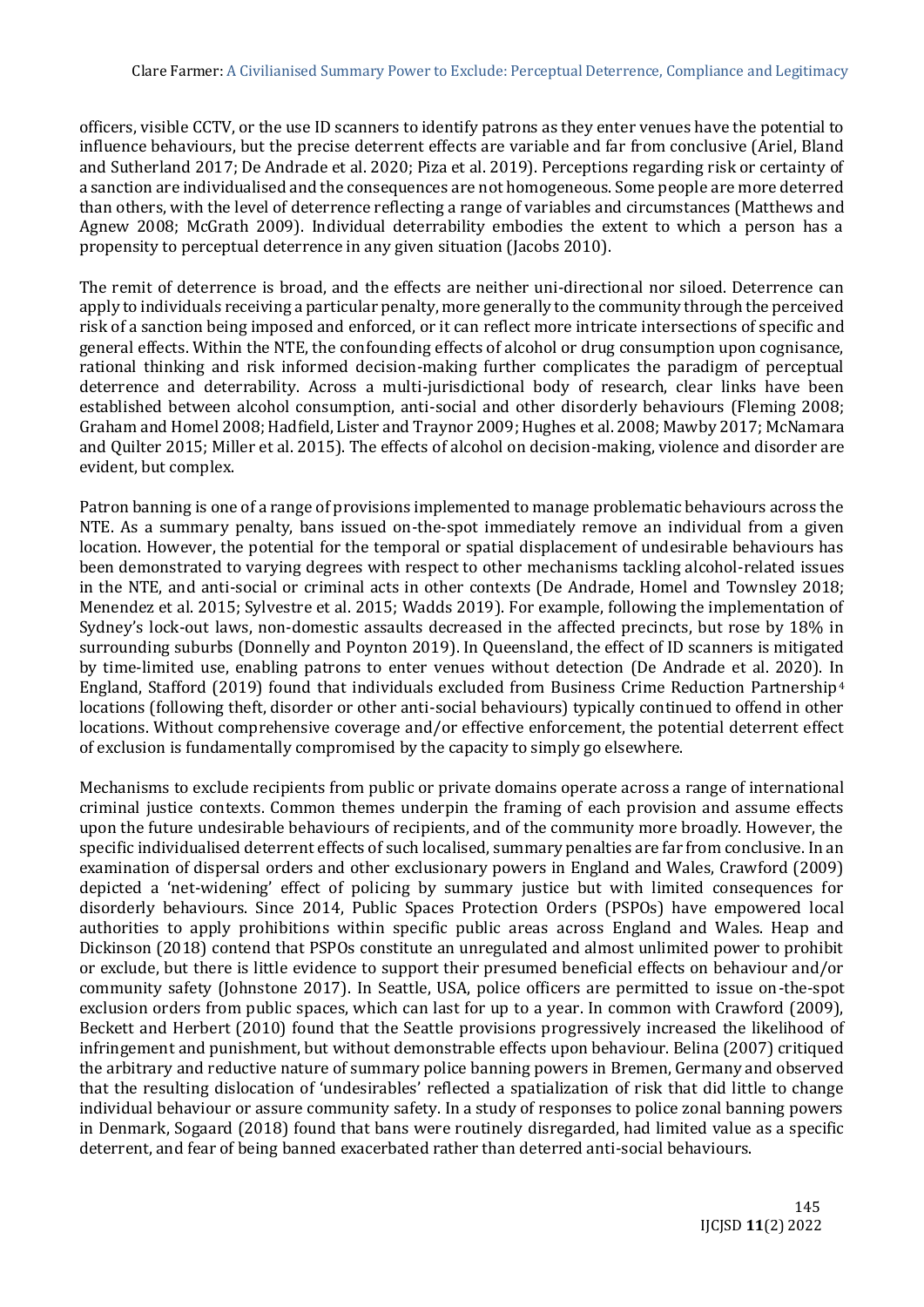officers, visible CCTV, or the use ID scanners to identify patrons as they enter venues have the potential to influence behaviours, but the precise deterrent effects are variable and far from conclusive (Ariel, Bland and Sutherland 2017; De Andrade et al. 2020; Piza et al. 2019). Perceptions regarding risk or certainty of a sanction are individualised and the consequences are not homogeneous. Some people are more deterred than others, with the level of deterrence reflecting a range of variables and circumstances (Matthews and Agnew 2008; McGrath 2009). Individual deterrability embodies the extent to which a person has a propensity to perceptual deterrence in any given situation (Jacobs 2010).

The remit of deterrence is broad, and the effects are neither uni-directional nor siloed. Deterrence can apply to individuals receiving a particular penalty, more generally to the community through the perceived risk of a sanction being imposed and enforced, or it can reflect more intricate intersections of specific and general effects. Within the NTE, the confounding effects of alcohol or drug consumption upon cognisance, rational thinking and risk informed decision-making further complicates the paradigm of perceptual deterrence and deterrability. Across a multi-jurisdictional body of research, clear links have been established between alcohol consumption, anti-social and other disorderly behaviours (Fleming 2008; Graham and Homel 2008; Hadfield, Lister and Traynor 2009; Hughes et al. 2008; Mawby 2017; McNamara and Quilter 2015; Miller et al. 2015). The effects of alcohol on decision-making, violence and disorder are evident, but complex.

Patron banning is one of a range of provisions implemented to manage problematic behaviours across the NTE. As a summary penalty, bans issued on-the-spot immediately remove an individual from a given location. However, the potential for the temporal or spatial displacement of undesirable behaviours has been demonstrated to varying degrees with respect to other mechanisms tackling alcohol-related issues in the NTE, and anti-social or criminal acts in other contexts (De Andrade, Homel and Townsley 2018; Menendez et al. 2015; Sylvestre et al. 2015; Wadds 2019). For example, following the implementation of Sydney's lock-out laws, non-domestic assaults decreased in the affected precincts, but rose by 18% in surrounding suburbs (Donnelly and Poynton 2019). In Queensland, the effect of ID scanners is mitigated by time-limited use, enabling patrons to enter venues without detection (De Andrade et al. 2020). In England, Stafford (2019) found that individuals excluded from Business Crime Reduction Partnership[4] locations (following theft, disorder or other anti-social behaviours) typically continued to offend in other locations. Without comprehensive coverage and/or effective enforcement, the potential deterrent effect of exclusion is fundamentally compromised by the capacity to simply go elsewhere.

Mechanisms to exclude recipients from public or private domains operate across a range of international criminal justice contexts. Common themes underpin the framing of each provision and assume effects upon the future undesirable behaviours of recipients, and of the community more broadly. However, the specific individualised deterrent effects of such localised, summary penalties are far from conclusive. In an examination of dispersal orders and other exclusionary powers in England and Wales, Crawford (2009) depicted a 'net-widening' effect of policing by summary justice but with limited consequences for disorderly behaviours. Since 2014, Public Spaces Protection Orders (PSPOs) have empowered local authorities to apply prohibitions within specific public areas across England and Wales. Heap and Dickinson (2018) contend that PSPOs constitute an unregulated and almost unlimited power to prohibit or exclude, but there is little evidence to support their presumed beneficial effects on behaviour and/or community safety (Johnstone 2017). In Seattle, USA, police officers are permitted to issue on-the-spot exclusion orders from public spaces, which can last for up to a year. In common with Crawford (2009), Beckett and Herbert (2010) found that the Seattle provisions progressively increased the likelihood of infringement and punishment, but without demonstrable effects upon behaviour. Belina (2007) critiqued the arbitrary and reductive nature of summary police banning powers in Bremen, Germany and observed that the resulting dislocation of 'undesirables' reflected a spatialization of risk that did little to change individual behaviour or assure community safety. In a study of responses to police zonal banning powers in Denmark, Sogaard (2018) found that bans were routinely disregarded, had limited value as a specific deterrent, and fear of being banned exacerbated rather than deterred anti-social behaviours.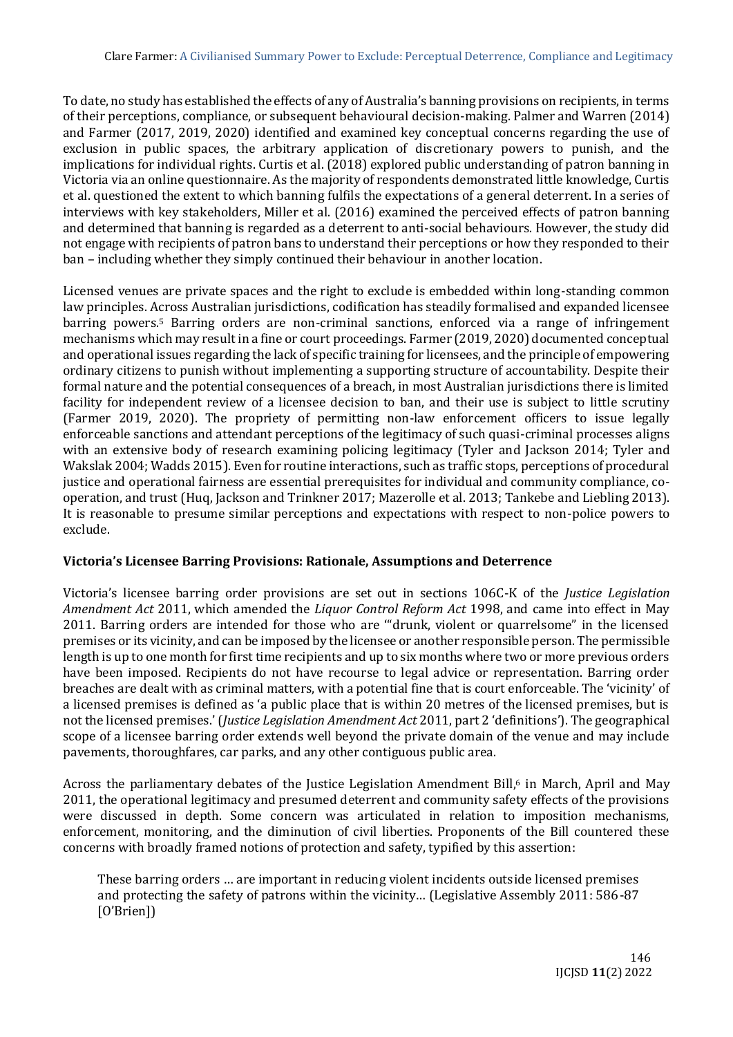To date, no study has established the effects of any of Australia's banning provisions on recipients, in terms of their perceptions, compliance, or subsequent behavioural decision-making. Palmer and Warren (2014) and Farmer (2017, 2019, 2020) identified and examined key conceptual concerns regarding the use of exclusion in public spaces, the arbitrary application of discretionary powers to punish, and the implications for individual rights. Curtis et al. (2018) explored public understanding of patron banning in Victoria via an online questionnaire. As the majority of respondents demonstrated little knowledge, Curtis et al. questioned the extent to which banning fulfils the expectations of a general deterrent. In a series of interviews with key stakeholders, Miller et al. (2016) examined the perceived effects of patron banning and determined that banning is regarded as a deterrent to anti-social behaviours. However, the study did not engage with recipients of patron bans to understand their perceptions or how they responded to their ban – including whether they simply continued their behaviour in another location.

Licensed venues are private spaces and the right to exclude is embedded within long-standing common law principles. Across Australian jurisdictions, codification has steadily formalised and expanded licensee barring powers.[5] Barring orders are non-criminal sanctions, enforced via a range of infringement mechanisms which may result in a fine or court proceedings. Farmer (2019, 2020) documented conceptual and operational issues regarding the lack of specific training for licensees, and the principle of empowering ordinary citizens to punish without implementing a supporting structure of accountability. Despite their formal nature and the potential consequences of a breach, in most Australian jurisdictions there is limited facility for independent review of a licensee decision to ban, and their use is subject to little scrutiny (Farmer 2019, 2020). The propriety of permitting non-law enforcement officers to issue legally enforceable sanctions and attendant perceptions of the legitimacy of such quasi-criminal processes aligns with an extensive body of research examining policing legitimacy (Tyler and Jackson 2014; Tyler and Wakslak 2004; Wadds 2015). Even for routine interactions, such as traffic stops, perceptions of procedural justice and operational fairness are essential prerequisites for individual and community compliance, co-operation, and trust (Huq, Jackson and Trinkner 2017; Mazerolle et al. 2013; Tankebe and Liebling 2013). It is reasonable to presume similar perceptions and expectations with respect to non-police powers to exclude.

## Victoria's Licensee Barring Provisions: Rationale, Assumptions and Deterrence

Victoria's licensee barring order provisions are set out in sections 106C-K of the *Justice Legislation Amendment Act* 2011, which amended the *Liquor Control Reform Act* 1998, and came into effect in May 2011. Barring orders are intended for those who are '"drunk, violent or quarrelsome" in the licensed premises or its vicinity, and can be imposed by the licensee or another responsible person. The permissible length is up to one month for first time recipients and up to six months where two or more previous orders have been imposed. Recipients do not have recourse to legal advice or representation. Barring order breaches are dealt with as criminal matters, with a potential fine that is court enforceable. The 'vicinity' of a licensed premises is defined as 'a public place that is within 20 metres of the licensed premises, but is not the licensed premises.' (*Justice Legislation Amendment Act* 2011, part 2 'definitions'). The geographical scope of a licensee barring order extends well beyond the private domain of the venue and may include pavements, thoroughfares, car parks, and any other contiguous public area.

Across the parliamentary debates of the Justice Legislation Amendment Bill,[6] in March, April and May 2011, the operational legitimacy and presumed deterrent and community safety effects of the provisions were discussed in depth. Some concern was articulated in relation to imposition mechanisms, enforcement, monitoring, and the diminution of civil liberties. Proponents of the Bill countered these concerns with broadly framed notions of protection and safety, typified by this assertion:

> These barring orders … are important in reducing violent incidents outside licensed premises and protecting the safety of patrons within the vicinity… (Legislative Assembly 2011: 586-87 [O'Brien])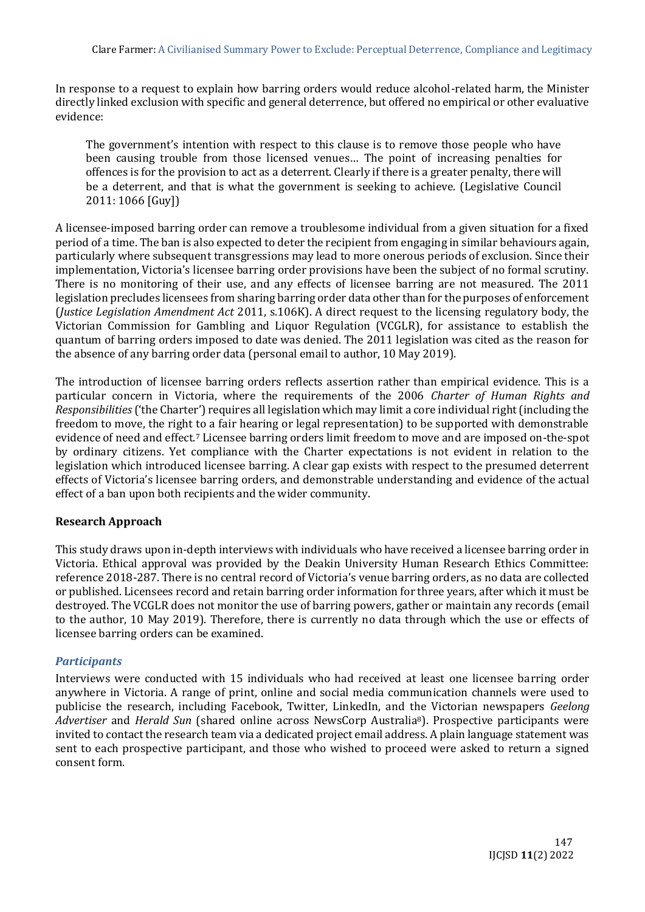In response to a request to explain how barring orders would reduce alcohol-related harm, the Minister directly linked exclusion with specific and general deterrence, but offered no empirical or other evaluative evidence:

> The government's intention with respect to this clause is to remove those people who have been causing trouble from those licensed venues… The point of increasing penalties for offences is for the provision to act as a deterrent. Clearly if there is a greater penalty, there will be a deterrent, and that is what the government is seeking to achieve. (Legislative Council 2011: 1066 [Guy])

A licensee-imposed barring order can remove a troublesome individual from a given situation for a fixed period of a time. The ban is also expected to deter the recipient from engaging in similar behaviours again, particularly where subsequent transgressions may lead to more onerous periods of exclusion. Since their implementation, Victoria's licensee barring order provisions have been the subject of no formal scrutiny. There is no monitoring of their use, and any effects of licensee barring are not measured. The 2011 legislation precludes licensees from sharing barring order data other than for the purposes of enforcement (*Justice Legislation Amendment Act* 2011, s.106K). A direct request to the licensing regulatory body, the Victorian Commission for Gambling and Liquor Regulation (VCGLR), for assistance to establish the quantum of barring orders imposed to date was denied. The 2011 legislation was cited as the reason for the absence of any barring order data (personal email to author, 10 May 2019).

The introduction of licensee barring orders reflects assertion rather than empirical evidence. This is a particular concern in Victoria, where the requirements of the 2006 *Charter of Human Rights and Responsibilities* ('the Charter') requires all legislation which may limit a core individual right (including the freedom to move, the right to a fair hearing or legal representation) to be supported with demonstrable evidence of need and effect.[7] Licensee barring orders limit freedom to move and are imposed on-the-spot by ordinary citizens. Yet compliance with the Charter expectations is not evident in relation to the legislation which introduced licensee barring. A clear gap exists with respect to the presumed deterrent effects of Victoria's licensee barring orders, and demonstrable understanding and evidence of the actual effect of a ban upon both recipients and the wider community.

## Research Approach

This study draws upon in-depth interviews with individuals who have received a licensee barring order in Victoria. Ethical approval was provided by the Deakin University Human Research Ethics Committee: reference 2018-287. There is no central record of Victoria's venue barring orders, as no data are collected or published. Licensees record and retain barring order information for three years, after which it must be destroyed. The VCGLR does not monitor the use of barring powers, gather or maintain any records (email to the author, 10 May 2019). Therefore, there is currently no data through which the use or effects of licensee barring orders can be examined.

### *Participants*

Interviews were conducted with 15 individuals who had received at least one licensee barring order anywhere in Victoria. A range of print, online and social media communication channels were used to publicise the research, including Facebook, Twitter, LinkedIn, and the Victorian newspapers *Geelong Advertiser* and *Herald Sun* (shared online across NewsCorp Australia[8]). Prospective participants were invited to contact the research team via a dedicated project email address. A plain language statement was sent to each prospective participant, and those who wished to proceed were asked to return a signed consent form.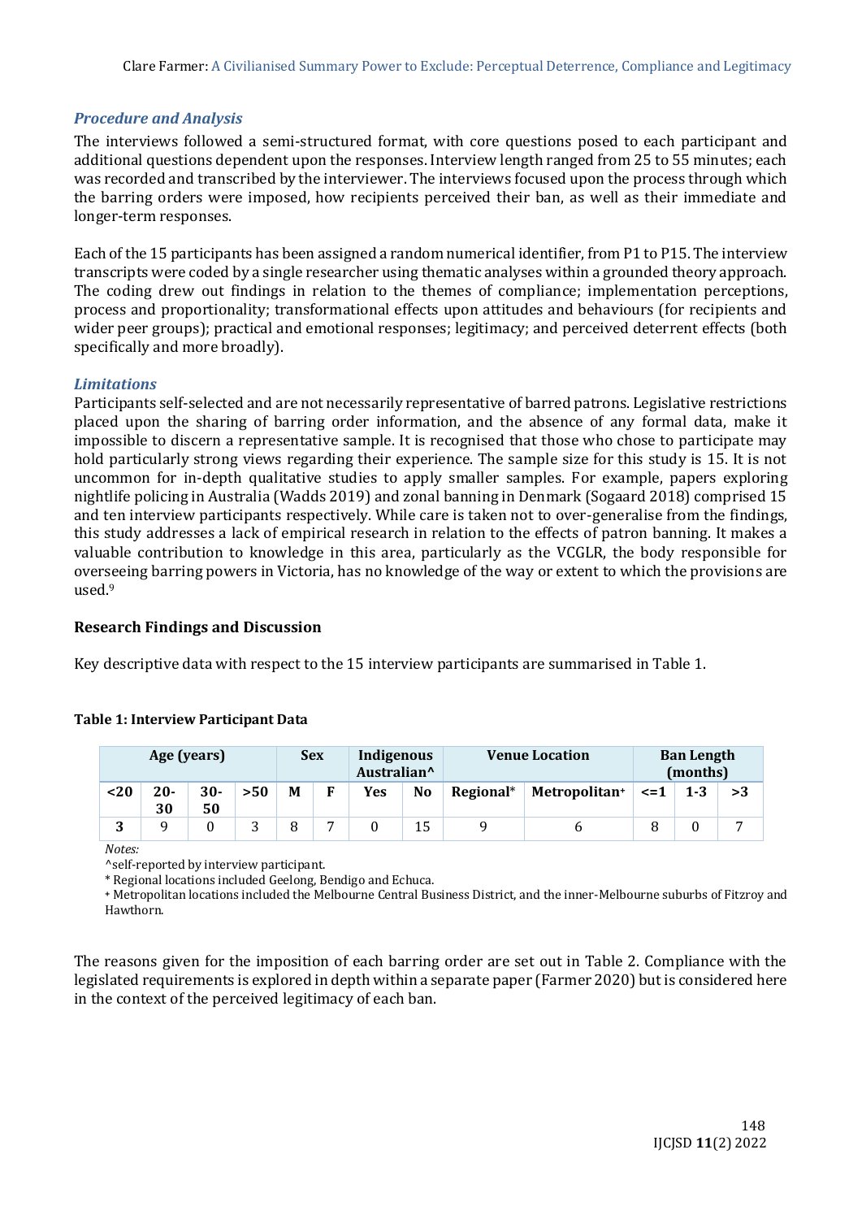### *Procedure and Analysis*

The interviews followed a semi-structured format, with core questions posed to each participant and additional questions dependent upon the responses. Interview length ranged from 25 to 55 minutes; each was recorded and transcribed by the interviewer. The interviews focused upon the process through which the barring orders were imposed, how recipients perceived their ban, as well as their immediate and longer-term responses.

Each of the 15 participants has been assigned a random numerical identifier, from P1 to P15. The interview transcripts were coded by a single researcher using thematic analyses within a grounded theory approach. The coding drew out findings in relation to the themes of compliance; implementation perceptions, process and proportionality; transformational effects upon attitudes and behaviours (for recipients and wider peer groups); practical and emotional responses; legitimacy; and perceived deterrent effects (both specifically and more broadly).

### *Limitations*

Participants self-selected and are not necessarily representative of barred patrons. Legislative restrictions placed upon the sharing of barring order information, and the absence of any formal data, make it impossible to discern a representative sample. It is recognised that those who chose to participate may hold particularly strong views regarding their experience. The sample size for this study is 15. It is not uncommon for in-depth qualitative studies to apply smaller samples. For example, papers exploring nightlife policing in Australia (Wadds 2019) and zonal banning in Denmark (Sogaard 2018) comprised 15 and ten interview participants respectively. While care is taken not to over-generalise from the findings, this study addresses a lack of empirical research in relation to the effects of patron banning. It makes a valuable contribution to knowledge in this area, particularly as the VCGLR, the body responsible for overseeing barring powers in Victoria, has no knowledge of the way or extent to which the provisions are used.[9]

## Research Findings and Discussion

Key descriptive data with respect to the 15 interview participants are summarised in Table 1.

**Table 1: Interview Participant Data**

| Age (years) | | | | Sex | | Indigenous Australian^ | | Venue Location | | Ban Length (months) | | |
|---|---|---|---|---|---|---|---|---|---|---|---|---|
| <20 | 20-30 | 30-50 | >50 | M | F | Yes | No | Regional* | Metropolitan+ | <=1 | 1-3 | >3 |
| 3 | 9 | 0 | 3 | 8 | 7 | 0 | 15 | 9 | 6 | 8 | 0 | 7 |

*Notes:*

^self-reported by interview participant.

\* Regional locations included Geelong, Bendigo and Echuca.

+ Metropolitan locations included the Melbourne Central Business District, and the inner-Melbourne suburbs of Fitzroy and Hawthorn.

The reasons given for the imposition of each barring order are set out in Table 2. Compliance with the legislated requirements is explored in depth within a separate paper (Farmer 2020) but is considered here in the context of the perceived legitimacy of each ban.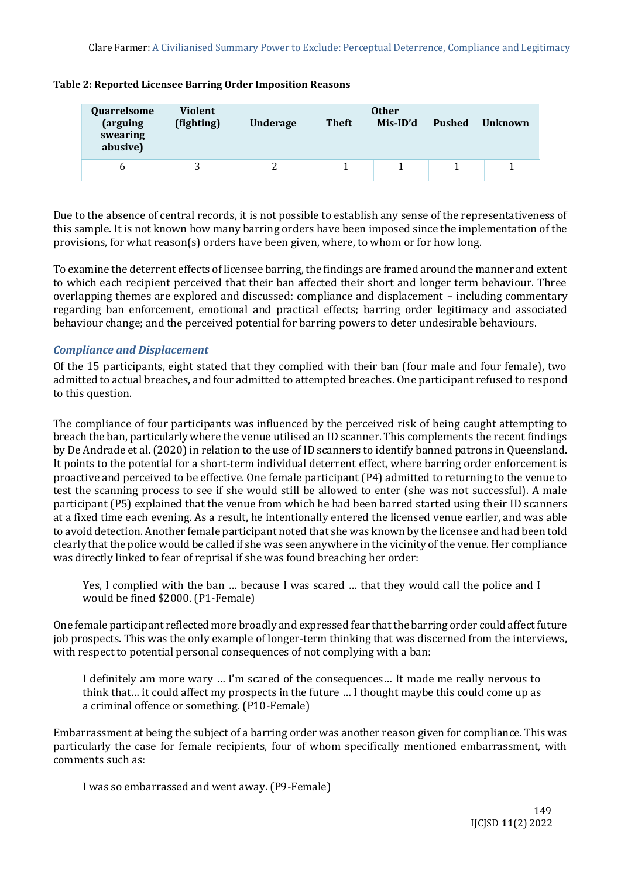**Table 2: Reported Licensee Barring Order Imposition Reasons**

| Quarrelsome (arguing swearing abusive) | Violent (fighting) | Underage | Theft | Other | | |
|---|---|---|---|---|---|---|
| | | | | Mis-ID'd | Pushed | Unknown |
| 6 | 3 | 2 | 1 | 1 | 1 | 1 |

Due to the absence of central records, it is not possible to establish any sense of the representativeness of this sample. It is not known how many barring orders have been imposed since the implementation of the provisions, for what reason(s) orders have been given, where, to whom or for how long.

To examine the deterrent effects of licensee barring, the findings are framed around the manner and extent to which each recipient perceived that their ban affected their short and longer term behaviour. Three overlapping themes are explored and discussed: compliance and displacement – including commentary regarding ban enforcement, emotional and practical effects; barring order legitimacy and associated behaviour change; and the perceived potential for barring powers to deter undesirable behaviours.

### *Compliance and Displacement*

Of the 15 participants, eight stated that they complied with their ban (four male and four female), two admitted to actual breaches, and four admitted to attempted breaches. One participant refused to respond to this question.

The compliance of four participants was influenced by the perceived risk of being caught attempting to breach the ban, particularly where the venue utilised an ID scanner. This complements the recent findings by De Andrade et al. (2020) in relation to the use of ID scanners to identify banned patrons in Queensland. It points to the potential for a short-term individual deterrent effect, where barring order enforcement is proactive and perceived to be effective. One female participant (P4) admitted to returning to the venue to test the scanning process to see if she would still be allowed to enter (she was not successful). A male participant (P5) explained that the venue from which he had been barred started using their ID scanners at a fixed time each evening. As a result, he intentionally entered the licensed venue earlier, and was able to avoid detection. Another female participant noted that she was known by the licensee and had been told clearly that the police would be called if she was seen anywhere in the vicinity of the venue. Her compliance was directly linked to fear of reprisal if she was found breaching her order:

> Yes, I complied with the ban … because I was scared … that they would call the police and I would be fined $2000. (P1-Female)

One female participant reflected more broadly and expressed fear that the barring order could affect future job prospects. This was the only example of longer-term thinking that was discerned from the interviews, with respect to potential personal consequences of not complying with a ban:

> I definitely am more wary … I'm scared of the consequences… It made me really nervous to think that… it could affect my prospects in the future … I thought maybe this could come up as a criminal offence or something. (P10-Female)

Embarrassment at being the subject of a barring order was another reason given for compliance. This was particularly the case for female recipients, four of whom specifically mentioned embarrassment, with comments such as:

> I was so embarrassed and went away. (P9-Female)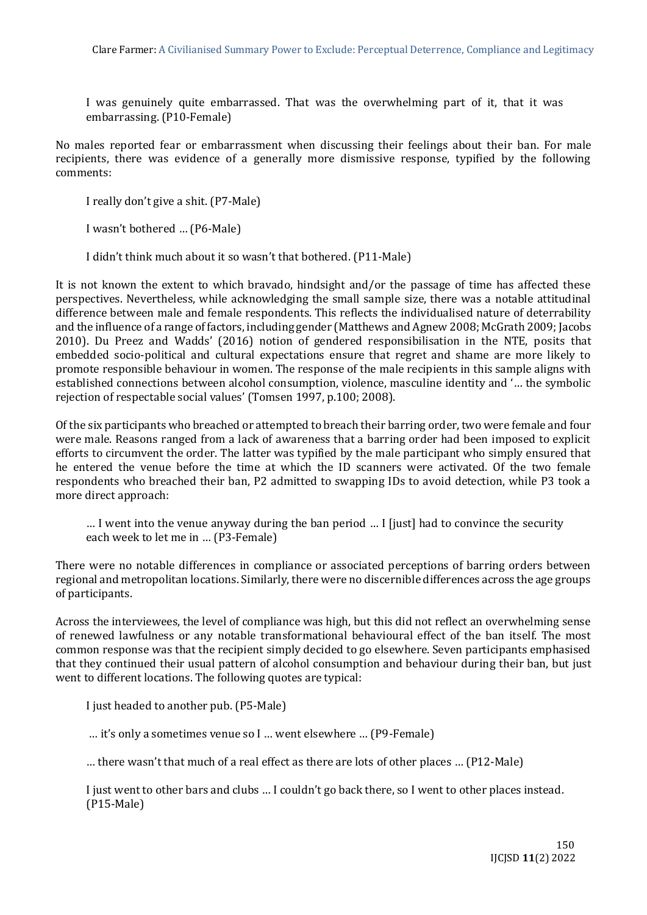> I was genuinely quite embarrassed. That was the overwhelming part of it, that it was embarrassing. (P10-Female)

No males reported fear or embarrassment when discussing their feelings about their ban. For male recipients, there was evidence of a generally more dismissive response, typified by the following comments:

> I really don't give a shit. (P7-Male)

> I wasn't bothered … (P6-Male)

> I didn't think much about it so wasn't that bothered. (P11-Male)

It is not known the extent to which bravado, hindsight and/or the passage of time has affected these perspectives. Nevertheless, while acknowledging the small sample size, there was a notable attitudinal difference between male and female respondents. This reflects the individualised nature of deterrability and the influence of a range of factors, including gender (Matthews and Agnew 2008; McGrath 2009; Jacobs 2010). Du Preez and Wadds' (2016) notion of gendered responsibilisation in the NTE, posits that embedded socio-political and cultural expectations ensure that regret and shame are more likely to promote responsible behaviour in women. The response of the male recipients in this sample aligns with established connections between alcohol consumption, violence, masculine identity and '… the symbolic rejection of respectable social values' (Tomsen 1997, p.100; 2008).

Of the six participants who breached or attempted to breach their barring order, two were female and four were male. Reasons ranged from a lack of awareness that a barring order had been imposed to explicit efforts to circumvent the order. The latter was typified by the male participant who simply ensured that he entered the venue before the time at which the ID scanners were activated. Of the two female respondents who breached their ban, P2 admitted to swapping IDs to avoid detection, while P3 took a more direct approach:

> … I went into the venue anyway during the ban period … I [just] had to convince the security each week to let me in … (P3-Female)

There were no notable differences in compliance or associated perceptions of barring orders between regional and metropolitan locations. Similarly, there were no discernible differences across the age groups of participants.

Across the interviewees, the level of compliance was high, but this did not reflect an overwhelming sense of renewed lawfulness or any notable transformational behavioural effect of the ban itself. The most common response was that the recipient simply decided to go elsewhere. Seven participants emphasised that they continued their usual pattern of alcohol consumption and behaviour during their ban, but just went to different locations. The following quotes are typical:

> I just headed to another pub. (P5-Male)

> … it's only a sometimes venue so I … went elsewhere … (P9-Female)

> … there wasn't that much of a real effect as there are lots of other places … (P12-Male)

> I just went to other bars and clubs … I couldn't go back there, so I went to other places instead. (P15-Male)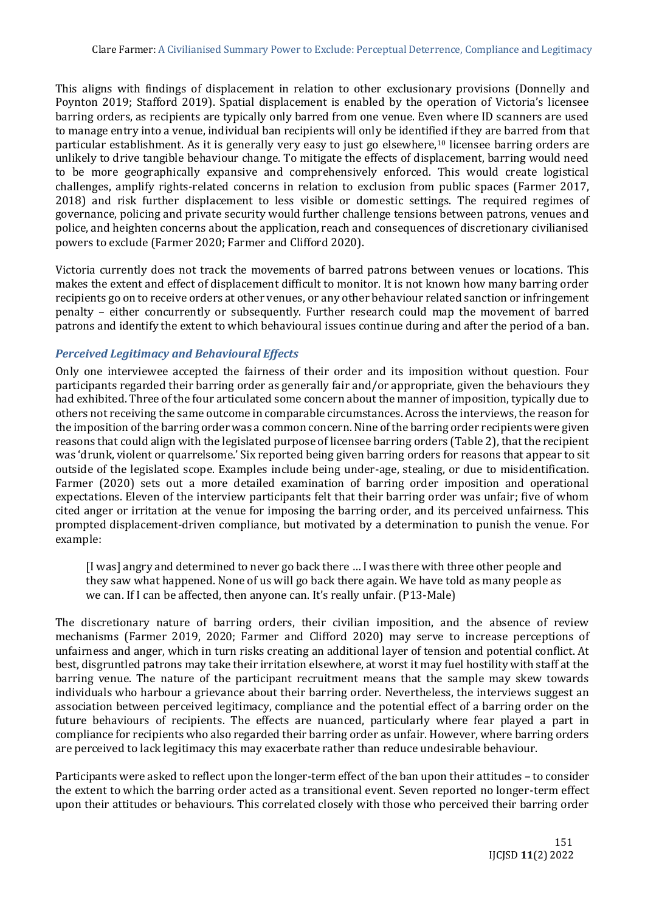This aligns with findings of displacement in relation to other exclusionary provisions (Donnelly and Poynton 2019; Stafford 2019). Spatial displacement is enabled by the operation of Victoria's licensee barring orders, as recipients are typically only barred from one venue. Even where ID scanners are used to manage entry into a venue, individual ban recipients will only be identified if they are barred from that particular establishment. As it is generally very easy to just go elsewhere,[10] licensee barring orders are unlikely to drive tangible behaviour change. To mitigate the effects of displacement, barring would need to be more geographically expansive and comprehensively enforced. This would create logistical challenges, amplify rights-related concerns in relation to exclusion from public spaces (Farmer 2017, 2018) and risk further displacement to less visible or domestic settings. The required regimes of governance, policing and private security would further challenge tensions between patrons, venues and police, and heighten concerns about the application, reach and consequences of discretionary civilianised powers to exclude (Farmer 2020; Farmer and Clifford 2020).

Victoria currently does not track the movements of barred patrons between venues or locations. This makes the extent and effect of displacement difficult to monitor. It is not known how many barring order recipients go on to receive orders at other venues, or any other behaviour related sanction or infringement penalty – either concurrently or subsequently. Further research could map the movement of barred patrons and identify the extent to which behavioural issues continue during and after the period of a ban.

### *Perceived Legitimacy and Behavioural Effects*

Only one interviewee accepted the fairness of their order and its imposition without question. Four participants regarded their barring order as generally fair and/or appropriate, given the behaviours they had exhibited. Three of the four articulated some concern about the manner of imposition, typically due to others not receiving the same outcome in comparable circumstances. Across the interviews, the reason for the imposition of the barring order was a common concern. Nine of the barring order recipients were given reasons that could align with the legislated purpose of licensee barring orders (Table 2), that the recipient was 'drunk, violent or quarrelsome.' Six reported being given barring orders for reasons that appear to sit outside of the legislated scope. Examples include being under-age, stealing, or due to misidentification. Farmer (2020) sets out a more detailed examination of barring order imposition and operational expectations. Eleven of the interview participants felt that their barring order was unfair; five of whom cited anger or irritation at the venue for imposing the barring order, and its perceived unfairness. This prompted displacement-driven compliance, but motivated by a determination to punish the venue. For example:

> [I was] angry and determined to never go back there … I was there with three other people and they saw what happened. None of us will go back there again. We have told as many people as we can. If I can be affected, then anyone can. It's really unfair. (P13-Male)

The discretionary nature of barring orders, their civilian imposition, and the absence of review mechanisms (Farmer 2019, 2020; Farmer and Clifford 2020) may serve to increase perceptions of unfairness and anger, which in turn risks creating an additional layer of tension and potential conflict. At best, disgruntled patrons may take their irritation elsewhere, at worst it may fuel hostility with staff at the barring venue. The nature of the participant recruitment means that the sample may skew towards individuals who harbour a grievance about their barring order. Nevertheless, the interviews suggest an association between perceived legitimacy, compliance and the potential effect of a barring order on the future behaviours of recipients. The effects are nuanced, particularly where fear played a part in compliance for recipients who also regarded their barring order as unfair. However, where barring orders are perceived to lack legitimacy this may exacerbate rather than reduce undesirable behaviour.

Participants were asked to reflect upon the longer-term effect of the ban upon their attitudes – to consider the extent to which the barring order acted as a transitional event. Seven reported no longer-term effect upon their attitudes or behaviours. This correlated closely with those who perceived their barring order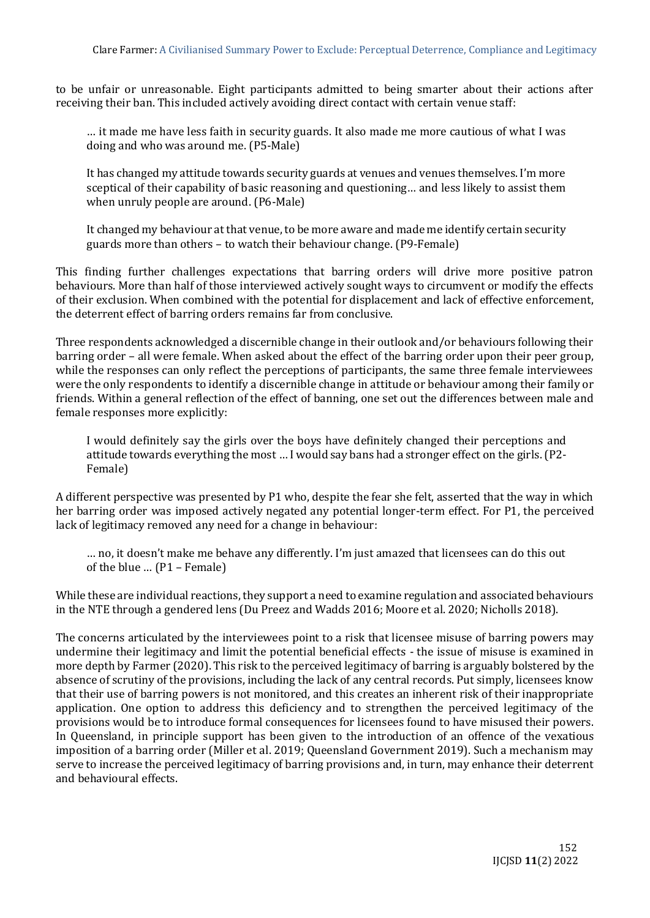to be unfair or unreasonable. Eight participants admitted to being smarter about their actions after receiving their ban. This included actively avoiding direct contact with certain venue staff:

> … it made me have less faith in security guards. It also made me more cautious of what I was doing and who was around me. (P5-Male)

> It has changed my attitude towards security guards at venues and venues themselves. I'm more sceptical of their capability of basic reasoning and questioning… and less likely to assist them when unruly people are around. (P6-Male)

> It changed my behaviour at that venue, to be more aware and made me identify certain security guards more than others – to watch their behaviour change. (P9-Female)

This finding further challenges expectations that barring orders will drive more positive patron behaviours. More than half of those interviewed actively sought ways to circumvent or modify the effects of their exclusion. When combined with the potential for displacement and lack of effective enforcement, the deterrent effect of barring orders remains far from conclusive.

Three respondents acknowledged a discernible change in their outlook and/or behaviours following their barring order – all were female. When asked about the effect of the barring order upon their peer group, while the responses can only reflect the perceptions of participants, the same three female interviewees were the only respondents to identify a discernible change in attitude or behaviour among their family or friends. Within a general reflection of the effect of banning, one set out the differences between male and female responses more explicitly:

> I would definitely say the girls over the boys have definitely changed their perceptions and attitude towards everything the most … I would say bans had a stronger effect on the girls. (P2-Female)

A different perspective was presented by P1 who, despite the fear she felt, asserted that the way in which her barring order was imposed actively negated any potential longer-term effect. For P1, the perceived lack of legitimacy removed any need for a change in behaviour:

> … no, it doesn't make me behave any differently. I'm just amazed that licensees can do this out of the blue … (P1 – Female)

While these are individual reactions, they support a need to examine regulation and associated behaviours in the NTE through a gendered lens (Du Preez and Wadds 2016; Moore et al. 2020; Nicholls 2018).

The concerns articulated by the interviewees point to a risk that licensee misuse of barring powers may undermine their legitimacy and limit the potential beneficial effects - the issue of misuse is examined in more depth by Farmer (2020). This risk to the perceived legitimacy of barring is arguably bolstered by the absence of scrutiny of the provisions, including the lack of any central records. Put simply, licensees know that their use of barring powers is not monitored, and this creates an inherent risk of their inappropriate application. One option to address this deficiency and to strengthen the perceived legitimacy of the provisions would be to introduce formal consequences for licensees found to have misused their powers. In Queensland, in principle support has been given to the introduction of an offence of the vexatious imposition of a barring order (Miller et al. 2019; Queensland Government 2019). Such a mechanism may serve to increase the perceived legitimacy of barring provisions and, in turn, may enhance their deterrent and behavioural effects.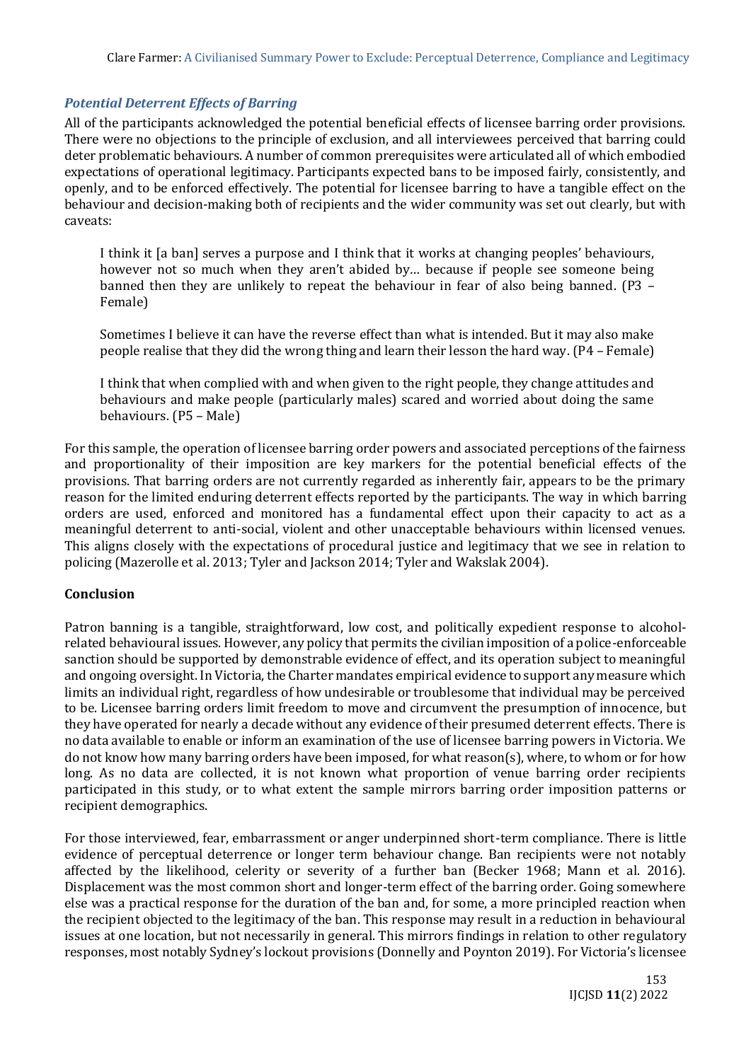### *Potential Deterrent Effects of Barring*

All of the participants acknowledged the potential beneficial effects of licensee barring order provisions. There were no objections to the principle of exclusion, and all interviewees perceived that barring could deter problematic behaviours. A number of common prerequisites were articulated all of which embodied expectations of operational legitimacy. Participants expected bans to be imposed fairly, consistently, and openly, and to be enforced effectively. The potential for licensee barring to have a tangible effect on the behaviour and decision-making both of recipients and the wider community was set out clearly, but with caveats:

> I think it [a ban] serves a purpose and I think that it works at changing peoples' behaviours, however not so much when they aren't abided by… because if people see someone being banned then they are unlikely to repeat the behaviour in fear of also being banned. (P3 – Female)

> Sometimes I believe it can have the reverse effect than what is intended. But it may also make people realise that they did the wrong thing and learn their lesson the hard way. (P4 – Female)

> I think that when complied with and when given to the right people, they change attitudes and behaviours and make people (particularly males) scared and worried about doing the same behaviours. (P5 – Male)

For this sample, the operation of licensee barring order powers and associated perceptions of the fairness and proportionality of their imposition are key markers for the potential beneficial effects of the provisions. That barring orders are not currently regarded as inherently fair, appears to be the primary reason for the limited enduring deterrent effects reported by the participants. The way in which barring orders are used, enforced and monitored has a fundamental effect upon their capacity to act as a meaningful deterrent to anti-social, violent and other unacceptable behaviours within licensed venues. This aligns closely with the expectations of procedural justice and legitimacy that we see in relation to policing (Mazerolle et al. 2013; Tyler and Jackson 2014; Tyler and Wakslak 2004).

## Conclusion

Patron banning is a tangible, straightforward, low cost, and politically expedient response to alcohol-related behavioural issues. However, any policy that permits the civilian imposition of a police-enforceable sanction should be supported by demonstrable evidence of effect, and its operation subject to meaningful and ongoing oversight. In Victoria, the Charter mandates empirical evidence to support any measure which limits an individual right, regardless of how undesirable or troublesome that individual may be perceived to be. Licensee barring orders limit freedom to move and circumvent the presumption of innocence, but they have operated for nearly a decade without any evidence of their presumed deterrent effects. There is no data available to enable or inform an examination of the use of licensee barring powers in Victoria. We do not know how many barring orders have been imposed, for what reason(s), where, to whom or for how long. As no data are collected, it is not known what proportion of venue barring order recipients participated in this study, or to what extent the sample mirrors barring order imposition patterns or recipient demographics.

For those interviewed, fear, embarrassment or anger underpinned short-term compliance. There is little evidence of perceptual deterrence or longer term behaviour change. Ban recipients were not notably affected by the likelihood, celerity or severity of a further ban (Becker 1968; Mann et al. 2016). Displacement was the most common short and longer-term effect of the barring order. Going somewhere else was a practical response for the duration of the ban and, for some, a more principled reaction when the recipient objected to the legitimacy of the ban. This response may result in a reduction in behavioural issues at one location, but not necessarily in general. This mirrors findings in relation to other regulatory responses, most notably Sydney's lockout provisions (Donnelly and Poynton 2019). For Victoria's licensee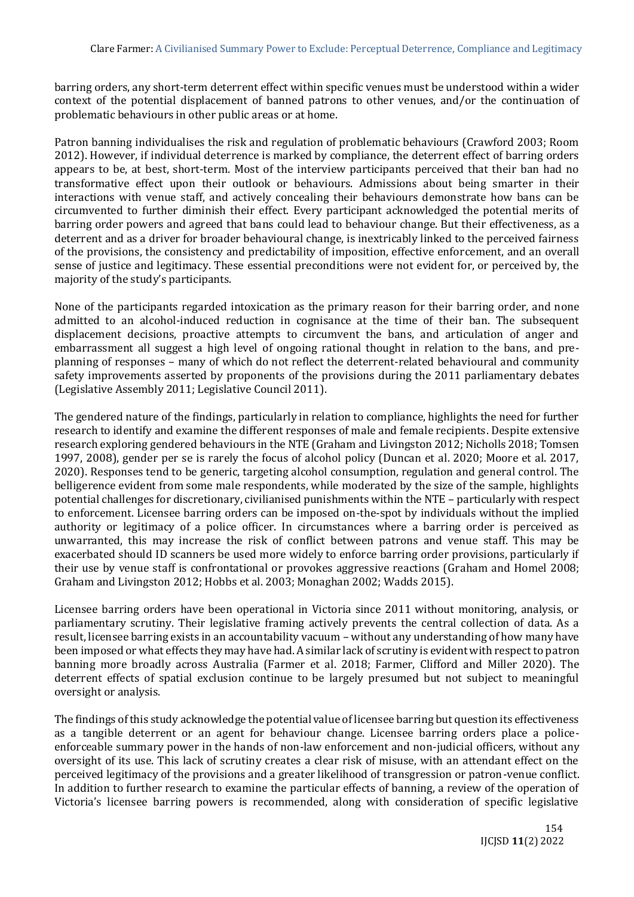barring orders, any short-term deterrent effect within specific venues must be understood within a wider context of the potential displacement of banned patrons to other venues, and/or the continuation of problematic behaviours in other public areas or at home.

Patron banning individualises the risk and regulation of problematic behaviours (Crawford 2003; Room 2012). However, if individual deterrence is marked by compliance, the deterrent effect of barring orders appears to be, at best, short-term. Most of the interview participants perceived that their ban had no transformative effect upon their outlook or behaviours. Admissions about being smarter in their interactions with venue staff, and actively concealing their behaviours demonstrate how bans can be circumvented to further diminish their effect. Every participant acknowledged the potential merits of barring order powers and agreed that bans could lead to behaviour change. But their effectiveness, as a deterrent and as a driver for broader behavioural change, is inextricably linked to the perceived fairness of the provisions, the consistency and predictability of imposition, effective enforcement, and an overall sense of justice and legitimacy. These essential preconditions were not evident for, or perceived by, the majority of the study's participants.

None of the participants regarded intoxication as the primary reason for their barring order, and none admitted to an alcohol-induced reduction in cognisance at the time of their ban. The subsequent displacement decisions, proactive attempts to circumvent the bans, and articulation of anger and embarrassment all suggest a high level of ongoing rational thought in relation to the bans, and pre-planning of responses – many of which do not reflect the deterrent-related behavioural and community safety improvements asserted by proponents of the provisions during the 2011 parliamentary debates (Legislative Assembly 2011; Legislative Council 2011).

The gendered nature of the findings, particularly in relation to compliance, highlights the need for further research to identify and examine the different responses of male and female recipients. Despite extensive research exploring gendered behaviours in the NTE (Graham and Livingston 2012; Nicholls 2018; Tomsen 1997, 2008), gender per se is rarely the focus of alcohol policy (Duncan et al. 2020; Moore et al. 2017, 2020). Responses tend to be generic, targeting alcohol consumption, regulation and general control. The belligerence evident from some male respondents, while moderated by the size of the sample, highlights potential challenges for discretionary, civilianised punishments within the NTE – particularly with respect to enforcement. Licensee barring orders can be imposed on-the-spot by individuals without the implied authority or legitimacy of a police officer. In circumstances where a barring order is perceived as unwarranted, this may increase the risk of conflict between patrons and venue staff. This may be exacerbated should ID scanners be used more widely to enforce barring order provisions, particularly if their use by venue staff is confrontational or provokes aggressive reactions (Graham and Homel 2008; Graham and Livingston 2012; Hobbs et al. 2003; Monaghan 2002; Wadds 2015).

Licensee barring orders have been operational in Victoria since 2011 without monitoring, analysis, or parliamentary scrutiny. Their legislative framing actively prevents the central collection of data. As a result, licensee barring exists in an accountability vacuum – without any understanding of how many have been imposed or what effects they may have had. A similar lack of scrutiny is evident with respect to patron banning more broadly across Australia (Farmer et al. 2018; Farmer, Clifford and Miller 2020). The deterrent effects of spatial exclusion continue to be largely presumed but not subject to meaningful oversight or analysis.

The findings of this study acknowledge the potential value of licensee barring but question its effectiveness as a tangible deterrent or an agent for behaviour change. Licensee barring orders place a police-enforceable summary power in the hands of non-law enforcement and non-judicial officers, without any oversight of its use. This lack of scrutiny creates a clear risk of misuse, with an attendant effect on the perceived legitimacy of the provisions and a greater likelihood of transgression or patron-venue conflict. In addition to further research to examine the particular effects of banning, a review of the operation of Victoria's licensee barring powers is recommended, along with consideration of specific legislative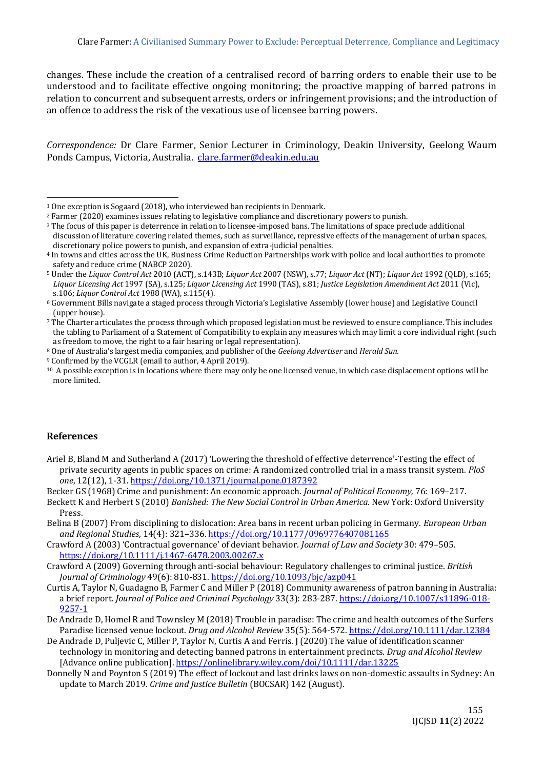changes. These include the creation of a centralised record of barring orders to enable their use to be understood and to facilitate effective ongoing monitoring; the proactive mapping of barred patrons in relation to concurrent and subsequent arrests, orders or infringement provisions; and the introduction of an offence to address the risk of the vexatious use of licensee barring powers.

*Correspondence:* Dr Clare Farmer, Senior Lecturer in Criminology, Deakin University, Geelong Waurn Ponds Campus, Victoria, Australia. clare.farmer@deakin.edu.au

---

[1] One exception is Sogaard (2018), who interviewed ban recipients in Denmark.

[2] Farmer (2020) examines issues relating to legislative compliance and discretionary powers to punish.

[3] The focus of this paper is deterrence in relation to licensee-imposed bans. The limitations of space preclude additional discussion of literature covering related themes, such as surveillance, repressive effects of the management of urban spaces, discretionary police powers to punish, and expansion of extra-judicial penalties.

[4] In towns and cities across the UK, Business Crime Reduction Partnerships work with police and local authorities to promote safety and reduce crime (NABCP 2020).

[5] Under the *Liquor Control Act* 2010 (ACT), s.143B; *Liquor Act* 2007 (NSW), s.77; *Liquor Act* (NT); *Liquor Act* 1992 (QLD), s.165; *Liquor Licensing Act* 1997 (SA), s.125; *Liquor Licensing Act* 1990 (TAS), s.81; *Justice Legislation Amendment Act* 2011 (Vic), s.106; *Liquor Control Act* 1988 (WA), s.115(4).

[6] Government Bills navigate a staged process through Victoria's Legislative Assembly (lower house) and Legislative Council (upper house).

[7] The Charter articulates the process through which proposed legislation must be reviewed to ensure compliance. This includes the tabling to Parliament of a Statement of Compatibility to explain any measures which may limit a core individual right (such as freedom to move, the right to a fair hearing or legal representation).

[8] One of Australia's largest media companies, and publisher of the *Geelong Advertiser* and *Herald Sun*.

[9] Confirmed by the VCGLR (email to author, 4 April 2019).

[10] A possible exception is in locations where there may only be one licensed venue, in which case displacement options will be more limited.

## References

Ariel B, Bland M and Sutherland A (2017) 'Lowering the threshold of effective deterrence'-Testing the effect of private security agents in public spaces on crime: A randomized controlled trial in a mass transit system. *PloS one*, 12(12), 1-31. https://doi.org/10.1371/journal.pone.0187392

Becker GS (1968) Crime and punishment: An economic approach. *Journal of Political Economy,* 76: 169–217.

Beckett K and Herbert S (2010) *Banished: The New Social Control in Urban America.* New York: Oxford University Press.

Belina B (2007) From disciplining to dislocation: Area bans in recent urban policing in Germany. *European Urban and Regional Studies*, 14(4): 321–336. https://doi.org/10.1177/0969776407081165

Crawford A (2003) 'Contractual governance' of deviant behavior. *Journal of Law and Society* 30: 479–505. https://doi.org/10.1111/j.1467-6478.2003.00267.x

Crawford A (2009) Governing through anti-social behaviour: Regulatory challenges to criminal justice. *British Journal of Criminology* 49(6): 810-831. https://doi.org/10.1093/bjc/azp041

Curtis A, Taylor N, Guadagno B, Farmer C and Miller P (2018) Community awareness of patron banning in Australia: a brief report. *Journal of Police and Criminal Psychology* 33(3): 283-287. https://doi.org/10.1007/s11896-018-9257-1

De Andrade D, Homel R and Townsley M (2018) Trouble in paradise: The crime and health outcomes of the Surfers Paradise licensed venue lockout. *Drug and Alcohol Review* 35(5): 564-572. https://doi.org/10.1111/dar.12384

De Andrade D, Puljevic C, Miller P, Taylor N, Curtis A and Ferris. J (2020) The value of identification scanner technology in monitoring and detecting banned patrons in entertainment precincts. *Drug and Alcohol Review* [Advance online publication]. https://onlinelibrary.wiley.com/doi/10.1111/dar.13225

Donnelly N and Poynton S (2019) The effect of lockout and last drinks laws on non-domestic assaults in Sydney: An update to March 2019. *Crime and Justice Bulletin* (BOCSAR) 142 (August).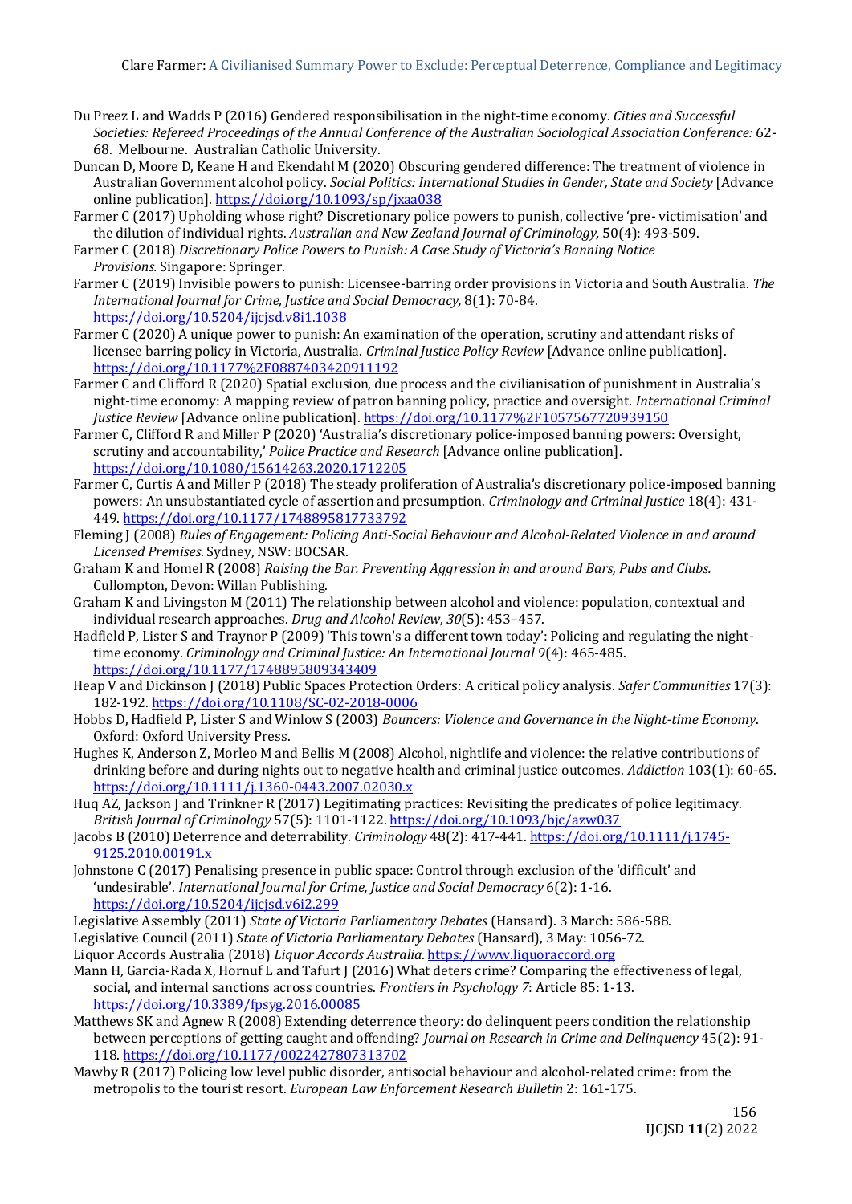Du Preez L and Wadds P (2016) Gendered responsibilisation in the night-time economy. *Cities and Successful Societies: Refereed Proceedings of the Annual Conference of the Australian Sociological Association Conference:* 62-68. Melbourne. Australian Catholic University.

Duncan D, Moore D, Keane H and Ekendahl M (2020) Obscuring gendered difference: The treatment of violence in Australian Government alcohol policy. *Social Politics: International Studies in Gender, State and Society* [Advance online publication]. https://doi.org/10.1093/sp/jxaa038

Farmer C (2017) Upholding whose right? Discretionary police powers to punish, collective 'pre- victimisation' and the dilution of individual rights. *Australian and New Zealand Journal of Criminology,* 50(4): 493-509.

Farmer C (2018) *Discretionary Police Powers to Punish: A Case Study of Victoria's Banning Notice Provisions*. Singapore: Springer.

Farmer C (2019) Invisible powers to punish: Licensee-barring order provisions in Victoria and South Australia. *The International Journal for Crime, Justice and Social Democracy,* 8(1): 70-84. https://doi.org/10.5204/ijcjsd.v8i1.1038

Farmer C (2020) A unique power to punish: An examination of the operation, scrutiny and attendant risks of licensee barring policy in Victoria, Australia. *Criminal Justice Policy Review* [Advance online publication]. https://doi.org/10.1177%2F0887403420911192

Farmer C and Clifford R (2020) Spatial exclusion, due process and the civilianisation of punishment in Australia's night-time economy: A mapping review of patron banning policy, practice and oversight. *International Criminal Justice Review* [Advance online publication]. https://doi.org/10.1177%2F1057567720939150

Farmer C, Clifford R and Miller P (2020) 'Australia's discretionary police-imposed banning powers: Oversight, scrutiny and accountability,' *Police Practice and Research* [Advance online publication]. https://doi.org/10.1080/15614263.2020.1712205

Farmer C, Curtis A and Miller P (2018) The steady proliferation of Australia's discretionary police-imposed banning powers: An unsubstantiated cycle of assertion and presumption. *Criminology and Criminal Justice* 18(4): 431-449. https://doi.org/10.1177/1748895817733792

Fleming J (2008) *Rules of Engagement: Policing Anti-Social Behaviour and Alcohol-Related Violence in and around Licensed Premises*. Sydney, NSW: BOCSAR.

Graham K and Homel R (2008) *Raising the Bar. Preventing Aggression in and around Bars, Pubs and Clubs.* Cullompton, Devon: Willan Publishing.

Graham K and Livingston M (2011) The relationship between alcohol and violence: population, contextual and individual research approaches. *Drug and Alcohol Review*, *30*(5): 453–457.

Hadfield P, Lister S and Traynor P (2009) 'This town's a different town today': Policing and regulating the night-time economy. *Criminology and Criminal Justice: An International Journal 9*(4): 465-485. https://doi.org/10.1177/1748895809343409

Heap V and Dickinson J (2018) Public Spaces Protection Orders: A critical policy analysis. *Safer Communities* 17(3): 182-192. https://doi.org/10.1108/SC-02-2018-0006

Hobbs D, Hadfield P, Lister S and Winlow S (2003) *Bouncers: Violence and Governance in the Night-time Economy*. Oxford: Oxford University Press.

Hughes K, Anderson Z, Morleo M and Bellis M (2008) Alcohol, nightlife and violence: the relative contributions of drinking before and during nights out to negative health and criminal justice outcomes. *Addiction* 103(1): 60-65. https://doi.org/10.1111/j.1360-0443.2007.02030.x

Huq AZ, Jackson J and Trinkner R (2017) Legitimating practices: Revisiting the predicates of police legitimacy. *British Journal of Criminology* 57(5): 1101-1122. https://doi.org/10.1093/bjc/azw037

Jacobs B (2010) Deterrence and deterrability. *Criminology* 48(2): 417-441. https://doi.org/10.1111/j.1745-9125.2010.00191.x

Johnstone C (2017) Penalising presence in public space: Control through exclusion of the 'difficult' and 'undesirable'. *International Journal for Crime, Justice and Social Democracy* 6(2): 1-16. https://doi.org/10.5204/ijcjsd.v6i2.299

Legislative Assembly (2011) *State of Victoria Parliamentary Debates* (Hansard). 3 March: 586-588.

Legislative Council (2011) *State of Victoria Parliamentary Debates* (Hansard), 3 May: 1056-72.

Liquor Accords Australia (2018) *Liquor Accords Australia*. https://www.liquoraccord.org

Mann H, Garcia-Rada X, Hornuf L and Tafurt J (2016) What deters crime? Comparing the effectiveness of legal, social, and internal sanctions across countries. *Frontiers in Psychology 7*: Article 85: 1-13. https://doi.org/10.3389/fpsyg.2016.00085

Matthews SK and Agnew R (2008) Extending deterrence theory: do delinquent peers condition the relationship between perceptions of getting caught and offending? *Journal on Research in Crime and Delinquency* 45(2): 91-118. https://doi.org/10.1177/0022427807313702

Mawby R (2017) Policing low level public disorder, antisocial behaviour and alcohol-related crime: from the metropolis to the tourist resort. *European Law Enforcement Research Bulletin* 2: 161-175.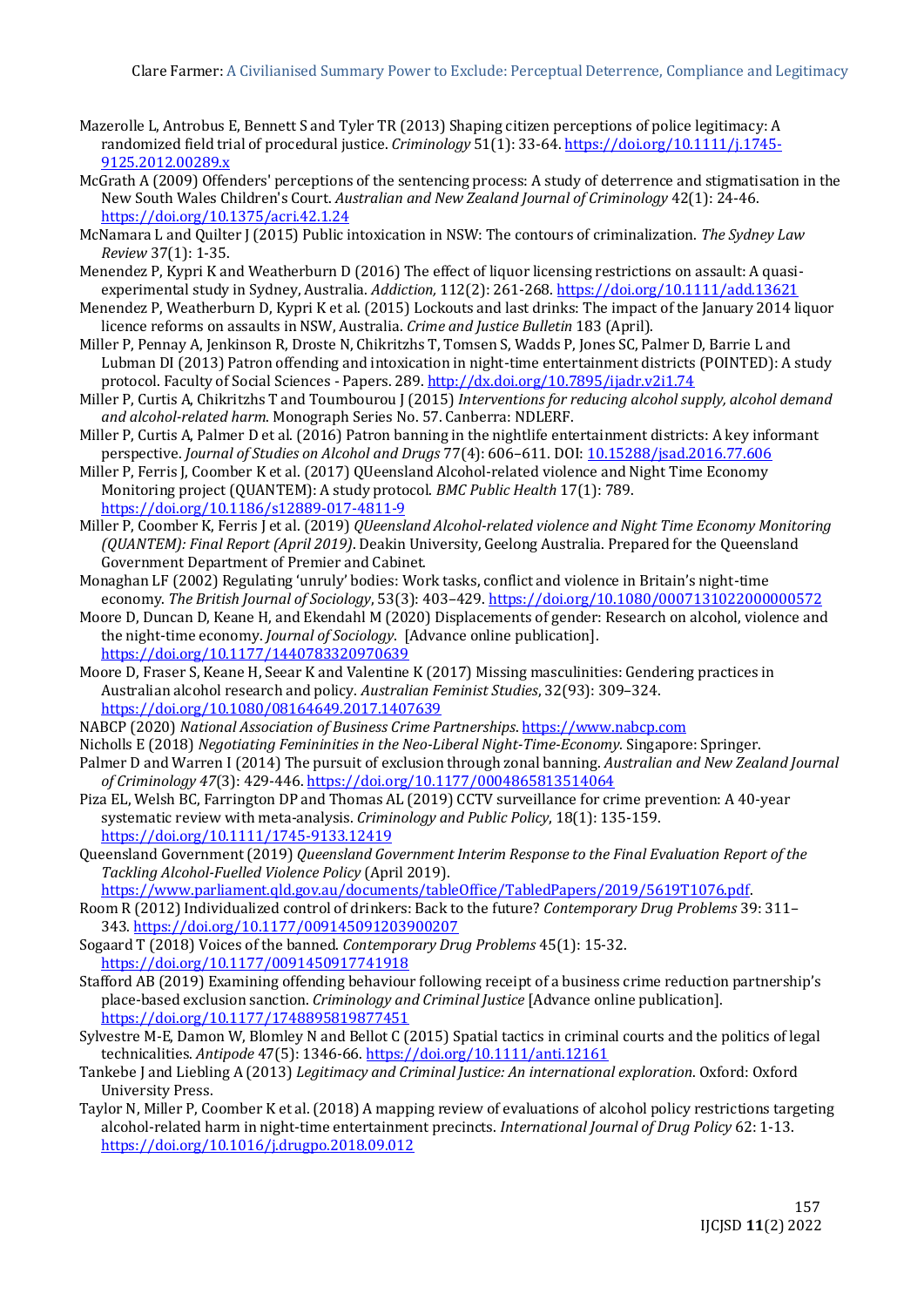Mazerolle L, Antrobus E, Bennett S and Tyler TR (2013) Shaping citizen perceptions of police legitimacy: A randomized field trial of procedural justice. *Criminology* 51(1): 33-64. https://doi.org/10.1111/j.1745-9125.2012.00289.x

McGrath A (2009) Offenders' perceptions of the sentencing process: A study of deterrence and stigmatisation in the New South Wales Children's Court. *Australian and New Zealand Journal of Criminology* 42(1): 24-46. https://doi.org/10.1375/acri.42.1.24

McNamara L and Quilter J (2015) Public intoxication in NSW: The contours of criminalization. *The Sydney Law Review* 37(1): 1-35.

Menendez P, Kypri K and Weatherburn D (2016) The effect of liquor licensing restrictions on assault: A quasi-experimental study in Sydney, Australia. *Addiction,* 112(2): 261-268. https://doi.org/10.1111/add.13621

Menendez P, Weatherburn D, Kypri K et al. (2015) Lockouts and last drinks: The impact of the January 2014 liquor licence reforms on assaults in NSW, Australia. *Crime and Justice Bulletin* 183 (April).

Miller P, Pennay A, Jenkinson R, Droste N, Chikritzhs T, Tomsen S, Wadds P, Jones SC, Palmer D, Barrie L and Lubman DI (2013) Patron offending and intoxication in night-time entertainment districts (POINTED): A study protocol. Faculty of Social Sciences - Papers. 289. http://dx.doi.org/10.7895/ijadr.v2i1.74

Miller P, Curtis A, Chikritzhs T and Toumbourou J (2015) *Interventions for reducing alcohol supply, alcohol demand and alcohol-related harm*. Monograph Series No. 57. Canberra: NDLERF.

Miller P, Curtis A, Palmer D et al. (2016) Patron banning in the nightlife entertainment districts: A key informant perspective. *Journal of Studies on Alcohol and Drugs* 77(4): 606–611. DOI: 10.15288/jsad.2016.77.606

Miller P, Ferris J, Coomber K et al. (2017) QUeensland Alcohol-related violence and Night Time Economy Monitoring project (QUANTEM): A study protocol. *BMC Public Health* 17(1): 789. https://doi.org/10.1186/s12889-017-4811-9

Miller P, Coomber K, Ferris J et al. (2019) *QUeensland Alcohol-related violence and Night Time Economy Monitoring (QUANTEM): Final Report (April 2019)*. Deakin University, Geelong Australia. Prepared for the Queensland Government Department of Premier and Cabinet.

Monaghan LF (2002) Regulating 'unruly' bodies: Work tasks, conflict and violence in Britain's night-time economy. *The British Journal of Sociology*, 53(3): 403–429. https://doi.org/10.1080/0007131022000000572

Moore D, Duncan D, Keane H, and Ekendahl M (2020) Displacements of gender: Research on alcohol, violence and the night-time economy. *Journal of Sociology*. [Advance online publication]. https://doi.org/10.1177/1440783320970639

Moore D, Fraser S, Keane H, Seear K and Valentine K (2017) Missing masculinities: Gendering practices in Australian alcohol research and policy. *Australian Feminist Studies*, 32(93): 309–324. https://doi.org/10.1080/08164649.2017.1407639

NABCP (2020) *National Association of Business Crime Partnerships*. https://www.nabcp.com

Nicholls E (2018) *Negotiating Femininities in the Neo-Liberal Night-Time-Economy.* Singapore: Springer.

Palmer D and Warren I (2014) The pursuit of exclusion through zonal banning. *Australian and New Zealand Journal of Criminology 47*(3): 429-446. https://doi.org/10.1177/0004865813514064

Piza EL, Welsh BC, Farrington DP and Thomas AL (2019) CCTV surveillance for crime prevention: A 40-year systematic review with meta-analysis. *Criminology and Public Policy*, 18(1): 135-159. https://doi.org/10.1111/1745-9133.12419

Queensland Government (2019) *Queensland Government Interim Response to the Final Evaluation Report of the Tackling Alcohol-Fuelled Violence Policy* (April 2019). https://www.parliament.qld.gov.au/documents/tableOffice/TabledPapers/2019/5619T1076.pdf.

Room R (2012) Individualized control of drinkers: Back to the future? *Contemporary Drug Problems* 39: 311–343. https://doi.org/10.1177/009145091203900207

Sogaard T (2018) Voices of the banned. *Contemporary Drug Problems* 45(1): 15-32. https://doi.org/10.1177/0091450917741918

Stafford AB (2019) Examining offending behaviour following receipt of a business crime reduction partnership's place-based exclusion sanction. *Criminology and Criminal Justice* [Advance online publication]. https://doi.org/10.1177/1748895819877451

Sylvestre M-E, Damon W, Blomley N and Bellot C (2015) Spatial tactics in criminal courts and the politics of legal technicalities. *Antipode* 47(5): 1346-66. https://doi.org/10.1111/anti.12161

Tankebe J and Liebling A (2013) *Legitimacy and Criminal Justice: An international exploration*. Oxford: Oxford University Press.

Taylor N, Miller P, Coomber K et al. (2018) A mapping review of evaluations of alcohol policy restrictions targeting alcohol-related harm in night-time entertainment precincts. *International Journal of Drug Policy* 62: 1-13. https://doi.org/10.1016/j.drugpo.2018.09.012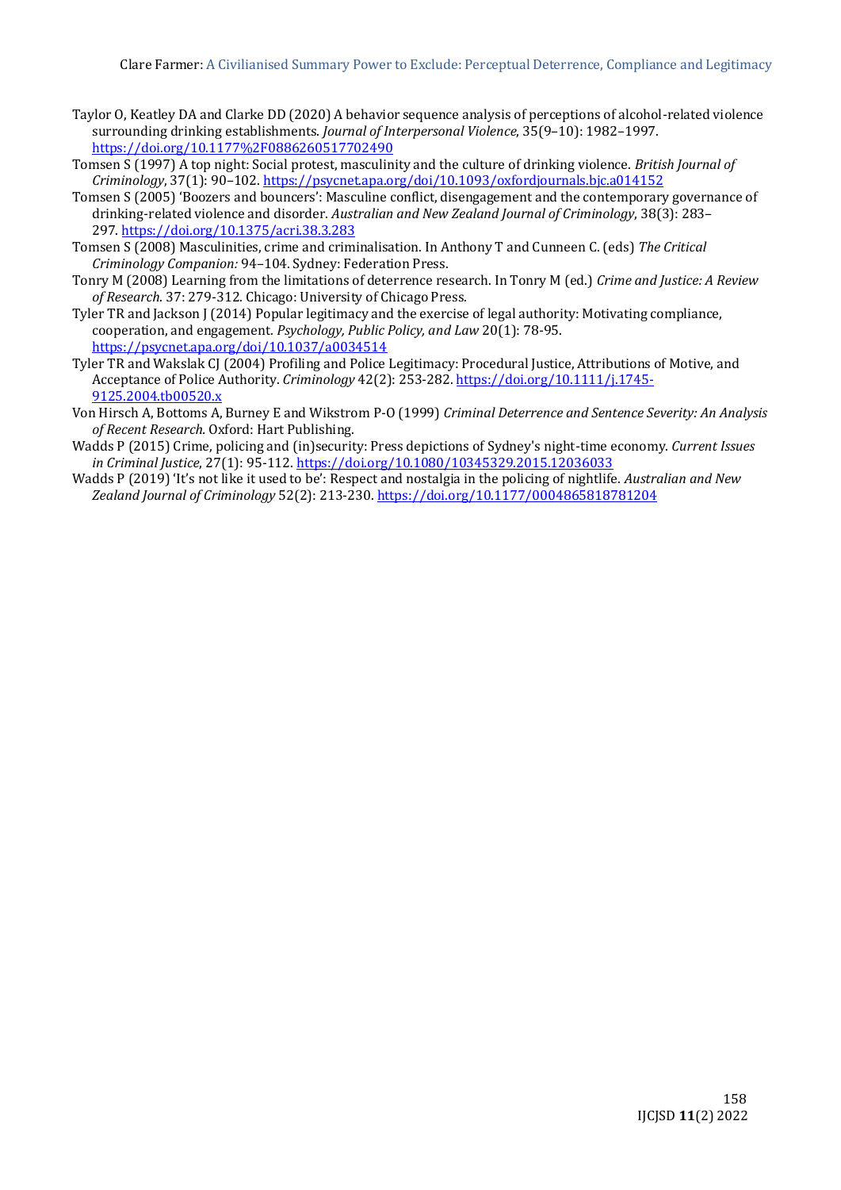Taylor O, Keatley DA and Clarke DD (2020) A behavior sequence analysis of perceptions of alcohol-related violence surrounding drinking establishments. *Journal of Interpersonal Violence*, 35(9–10): 1982–1997. https://doi.org/10.1177%2F0886260517702490

Tomsen S (1997) A top night: Social protest, masculinity and the culture of drinking violence. *British Journal of Criminology*, 37(1): 90–102. https://psycnet.apa.org/doi/10.1093/oxfordjournals.bjc.a014152

Tomsen S (2005) 'Boozers and bouncers': Masculine conflict, disengagement and the contemporary governance of drinking-related violence and disorder. *Australian and New Zealand Journal of Criminology*, 38(3): 283–297. https://doi.org/10.1375/acri.38.3.283

Tomsen S (2008) Masculinities, crime and criminalisation. In Anthony T and Cunneen C. (eds) *The Critical Criminology Companion:* 94–104. Sydney: Federation Press.

Tonry M (2008) Learning from the limitations of deterrence research. In Tonry M (ed.) *Crime and Justice: A Review of Research*. 37: 279-312. Chicago: University of Chicago Press.

Tyler TR and Jackson J (2014) Popular legitimacy and the exercise of legal authority: Motivating compliance, cooperation, and engagement. *Psychology, Public Policy, and Law* 20(1): 78-95. https://psycnet.apa.org/doi/10.1037/a0034514

Tyler TR and Wakslak CJ (2004) Profiling and Police Legitimacy: Procedural Justice, Attributions of Motive, and Acceptance of Police Authority. *Criminology* 42(2): 253-282. https://doi.org/10.1111/j.1745-9125.2004.tb00520.x

Von Hirsch A, Bottoms A, Burney E and Wikstrom P-O (1999) *Criminal Deterrence and Sentence Severity: An Analysis of Recent Research*. Oxford: Hart Publishing.

Wadds P (2015) Crime, policing and (in)security: Press depictions of Sydney's night-time economy. *Current Issues in Criminal Justice*, 27(1): 95-112. https://doi.org/10.1080/10345329.2015.12036033

Wadds P (2019) 'It's not like it used to be': Respect and nostalgia in the policing of nightlife. *Australian and New Zealand Journal of Criminology* 52(2): 213-230. https://doi.org/10.1177/0004865818781204